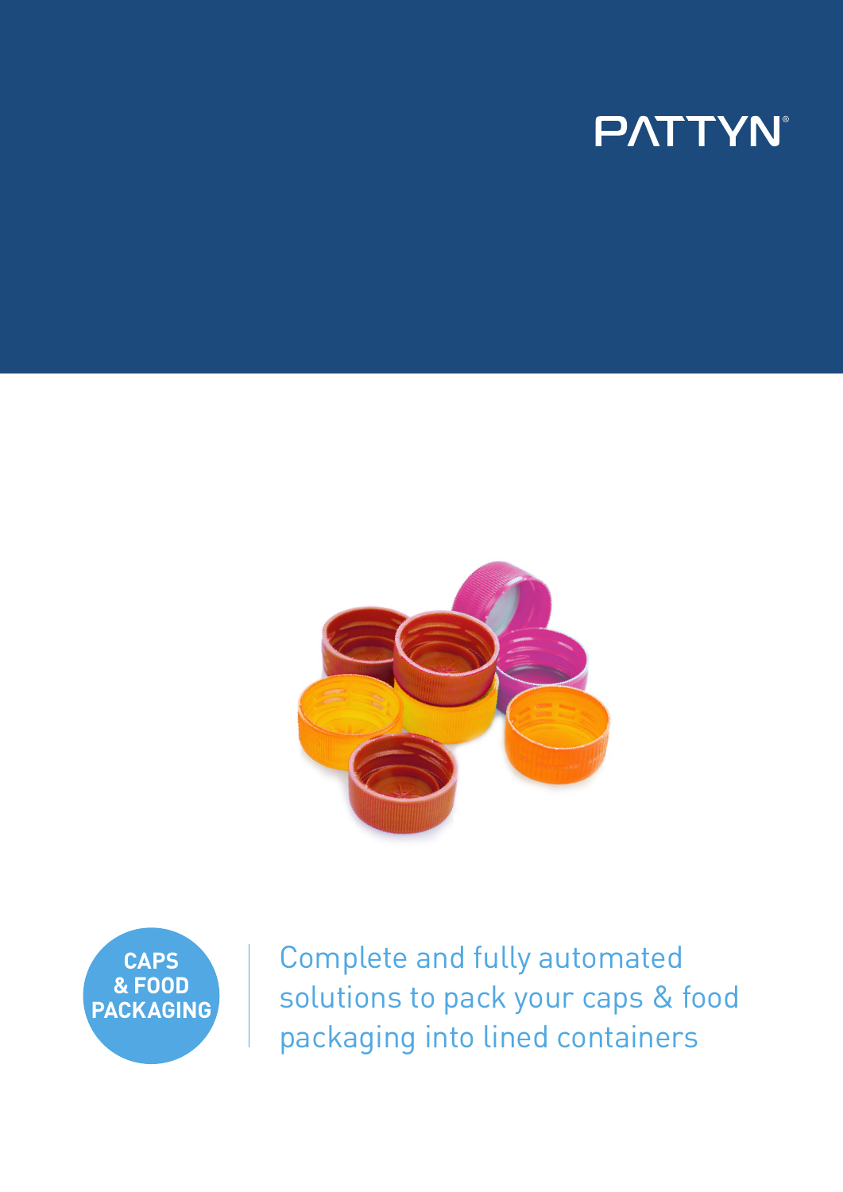PATTYN®

**CAPS & FOOD PACKAGING**

Complete and fully automated solutions to pack your caps & food packaging into lined containers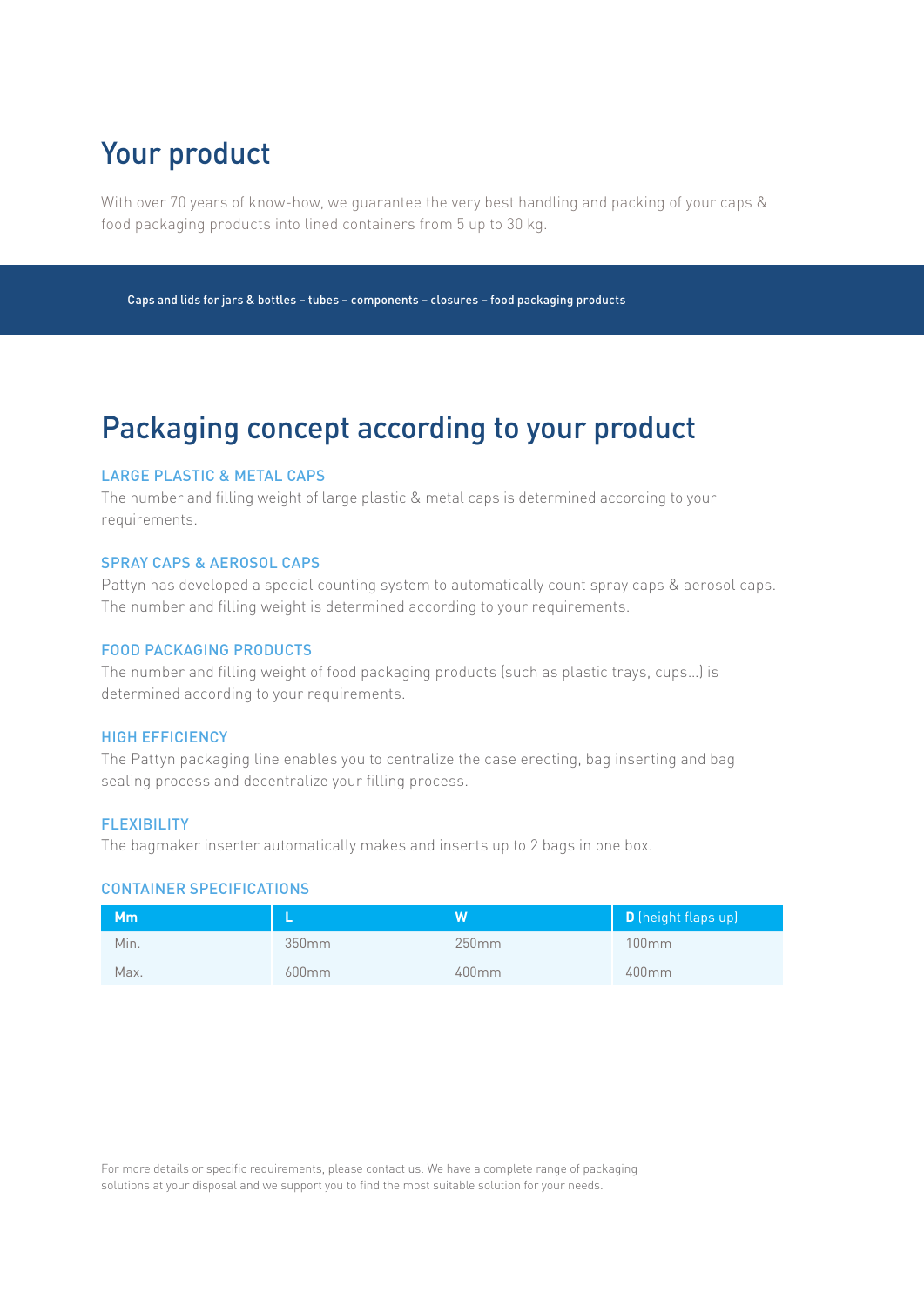# Your product

With over 70 years of know-how, we guarantee the very best handling and packing of your caps & food packaging products into lined containers from 5 up to 30 kg.

**Caps and lids for jars & bottles – tubes – components – closures – food packaging products**

# Packaging concept according to your product

### LARGE PLASTIC & METAL CAPS

The number and filling weight of large plastic & metal caps is determined according to your requirements.

### SPRAY CAPS & AEROSOL CAPS

Pattyn has developed a special counting system to automatically count spray caps & aerosol caps. The number and filling weight is determined according to your requirements.

### FOOD PACKAGING PRODUCTS

The number and filling weight of food packaging products (such as plastic trays, cups...) is determined according to your requirements.

### HIGH EFFICIENCY

The Pattyn packaging line enables you to centralize the case erecting, bag inserting and bag sealing process and decentralize your filling process.

### FLEXIBILITY

The bagmaker inserter automatically makes and inserts up to 2 bags in one box.

### CONTAINER SPECIFICATIONS

| **Mm** | **L** | **W** | **D** (height flaps up) |
|---|---|---|---|
| Min. | 350mm | 250mm | 100mm |
| Max. | 600mm | 400mm | 400mm |

For more details or specific requirements, please contact us. We have a complete range of packaging solutions at your disposal and we support you to find the most suitable solution for your needs.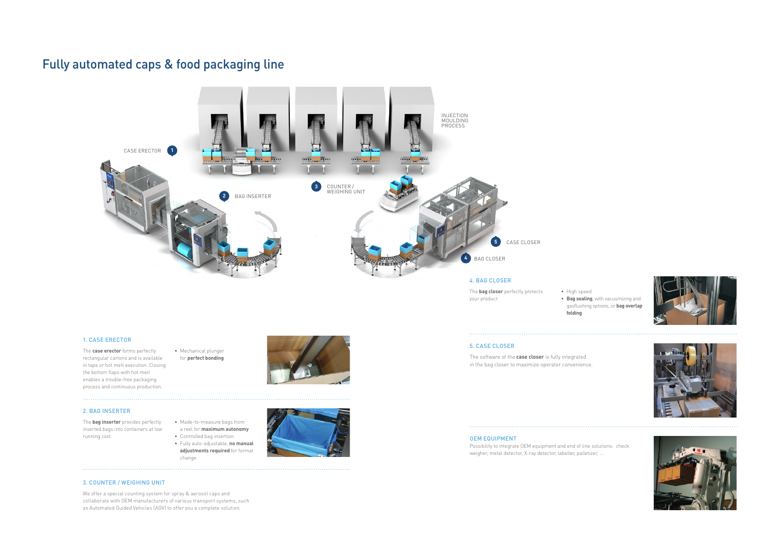# Fully automated caps & food packaging line

INJECTION MOULDING PROCESS

1 CASE ERECTOR

2 BAG INSERTER

3 COUNTER / WEIGHING UNIT

4 BAG CLOSER

5 CASE CLOSER

### 1. CASE ERECTOR

The **case erector** forms perfectly rectangular cartons and is available in tape or hot melt execution. Closing the bottom flaps with hot melt enables a trouble-free packaging process and continuous production.

- Mechanical plunger for **perfect bonding**

### 2. BAG INSERTER

The **bag inserter** provides perfectly inserted bags into containers at low running cost.

- Made-to-measure bags from a reel for **maximum autonomy**
- Controlled bag insertion
- Fully auto-adjustable, **no manual adjustments required** for format change

### 3. COUNTER / WEIGHING UNIT

We offer a special counting system for spray & aerosol caps and collaborate with OEM manufacturers of various transport systems, such as Automated Guided Vehicles (AGV) to offer you a complete solution.

### 4. BAG CLOSER

The **bag closer** perfectly protects your product

- High speed
- **Bag sealing**, with vacuumizing and gasflushing options, or **bag overlap folding**

### 5. CASE CLOSER

The software of the **case closer** is fully integrated in the bag closer to maximize operator convenience.

### OEM EQUIPMENT

Possibility to integrate OEM equipment and end of line solutions: check weigher, metal detector, X-ray detector, labeller, palletizer, ...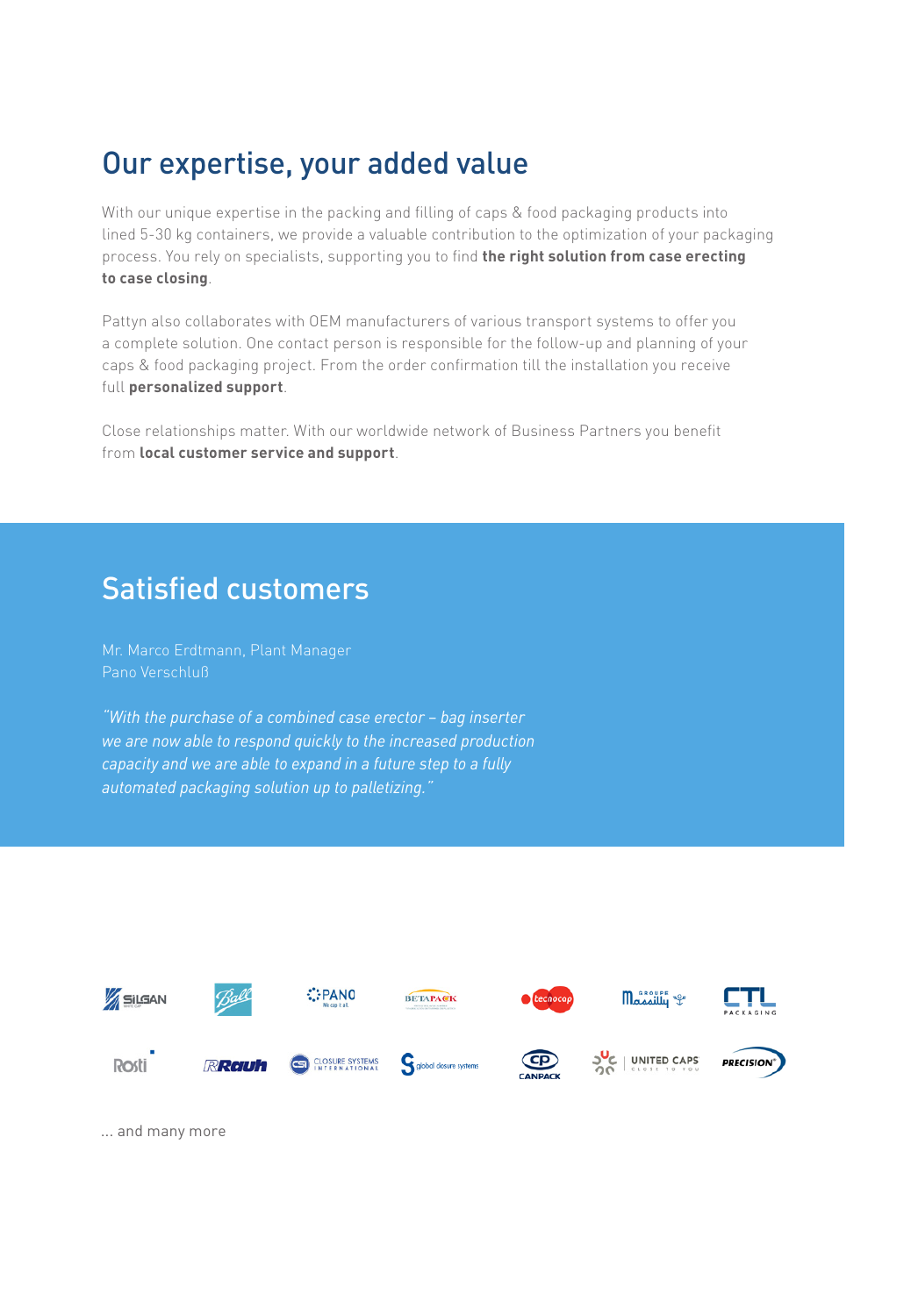## Our expertise, your added value

With our unique expertise in the packing and filling of caps & food packaging products into lined 5-30 kg containers, we provide a valuable contribution to the optimization of your packaging process. You rely on specialists, supporting you to find **the right solution from case erecting to case closing**.

Pattyn also collaborates with OEM manufacturers of various transport systems to offer you a complete solution. One contact person is responsible for the follow-up and planning of your caps & food packaging project. From the order confirmation till the installation you receive full **personalized support**.

Close relationships matter. With our worldwide network of Business Partners you benefit from **local customer service and support**.

## Satisfied customers

Mr. Marco Erdtmann, Plant Manager
Pano Verschluß

*"With the purchase of a combined case erector – bag inserter we are now able to respond quickly to the increased production capacity and we are able to expand in a future step to a fully automated packaging solution up to palletizing."*

... and many more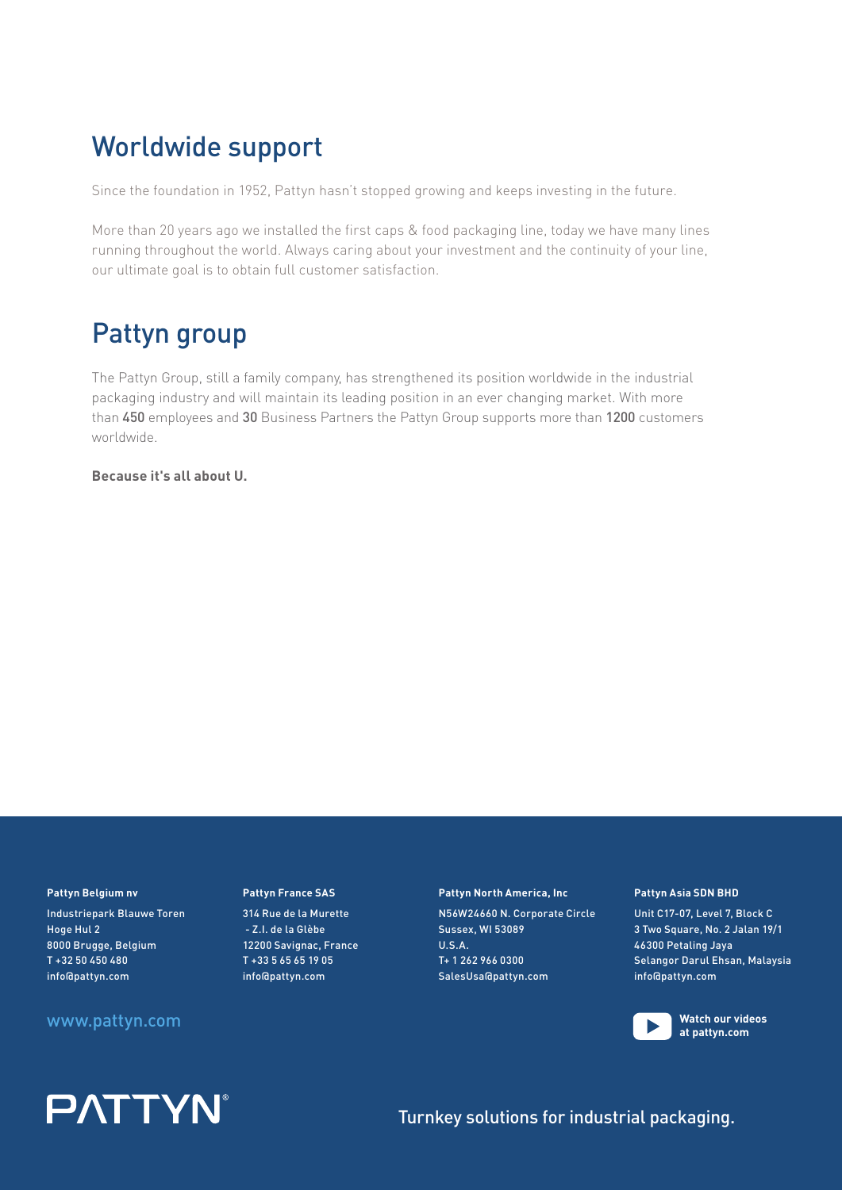## Worldwide support

Since the foundation in 1952, Pattyn hasn't stopped growing and keeps investing in the future.

More than 20 years ago we installed the first caps & food packaging line, today we have many lines running throughout the world. Always caring about your investment and the continuity of your line, our ultimate goal is to obtain full customer satisfaction.

## Pattyn group

The Pattyn Group, still a family company, has strengthened its position worldwide in the industrial packaging industry and will maintain its leading position in an ever changing market. With more than 450 employees and 30 Business Partners the Pattyn Group supports more than 1200 customers worldwide.

**Because it's all about U.**

**Pattyn Belgium nv**
Industriepark Blauwe Toren
Hoge Hul 2
8000 Brugge, Belgium
T +32 50 450 480
info@pattyn.com

**Pattyn France SAS**
314 Rue de la Murette
- Z.I. de la Glèbe
12200 Savignac, France
T +33 5 65 65 19 05
info@pattyn.com

**Pattyn North America, Inc**
N56W24660 N. Corporate Circle
Sussex, WI 53089
U.S.A.
T+ 1 262 966 0300
SalesUsa@pattyn.com

**Pattyn Asia SDN BHD**
Unit C17-07, Level 7, Block C
3 Two Square, No. 2 Jalan 19/1
46300 Petaling Jaya
Selangor Darul Ehsan, Malaysia
info@pattyn.com

www.pattyn.com

**Watch our videos at pattyn.com**

PATTYN®

Turnkey solutions for industrial packaging.